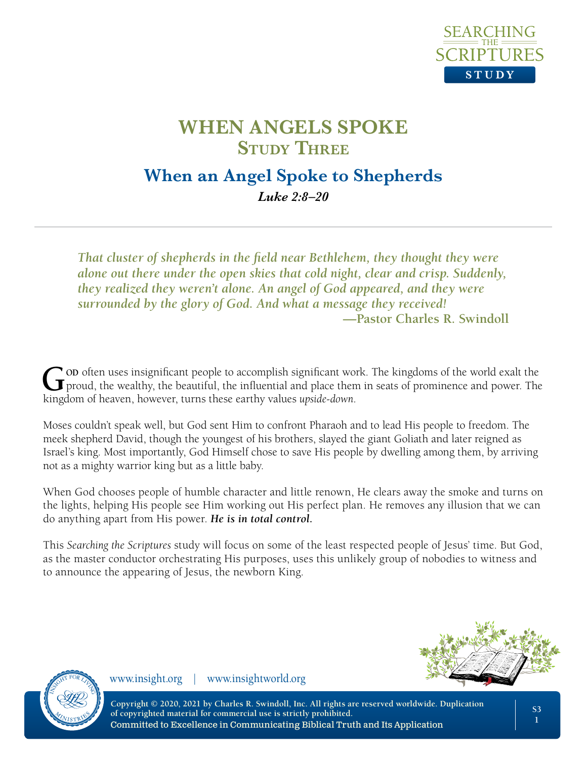# WHEN ANGELS SPOKE

## Study Three

## When an Angel Spoke to Shepherds

***Luke 2:8–20***

*That cluster of shepherds in the field near Bethlehem, they thought they were alone out there under the open skies that cold night, clear and crisp. Suddenly, they realized they weren't alone. An angel of God appeared, and they were surrounded by the glory of God. And what a message they received!*

**—Pastor Charles R. Swindoll**

God often uses insignificant people to accomplish significant work. The kingdoms of the world exalt the proud, the wealthy, the beautiful, the influential and place them in seats of prominence and power. The kingdom of heaven, however, turns these earthy values *upside-down*.

Moses couldn't speak well, but God sent Him to confront Pharaoh and to lead His people to freedom. The meek shepherd David, though the youngest of his brothers, slayed the giant Goliath and later reigned as Israel's king. Most importantly, God Himself chose to save His people by dwelling among them, by arriving not as a mighty warrior king but as a little baby.

When God chooses people of humble character and little renown, He clears away the smoke and turns on the lights, helping His people see Him working out His perfect plan. He removes any illusion that we can do anything apart from His power. ***He is in total control.***

This *Searching the Scriptures* study will focus on some of the least respected people of Jesus' time. But God, as the master conductor orchestrating His purposes, uses this unlikely group of nobodies to witness and to announce the appearing of Jesus, the newborn King.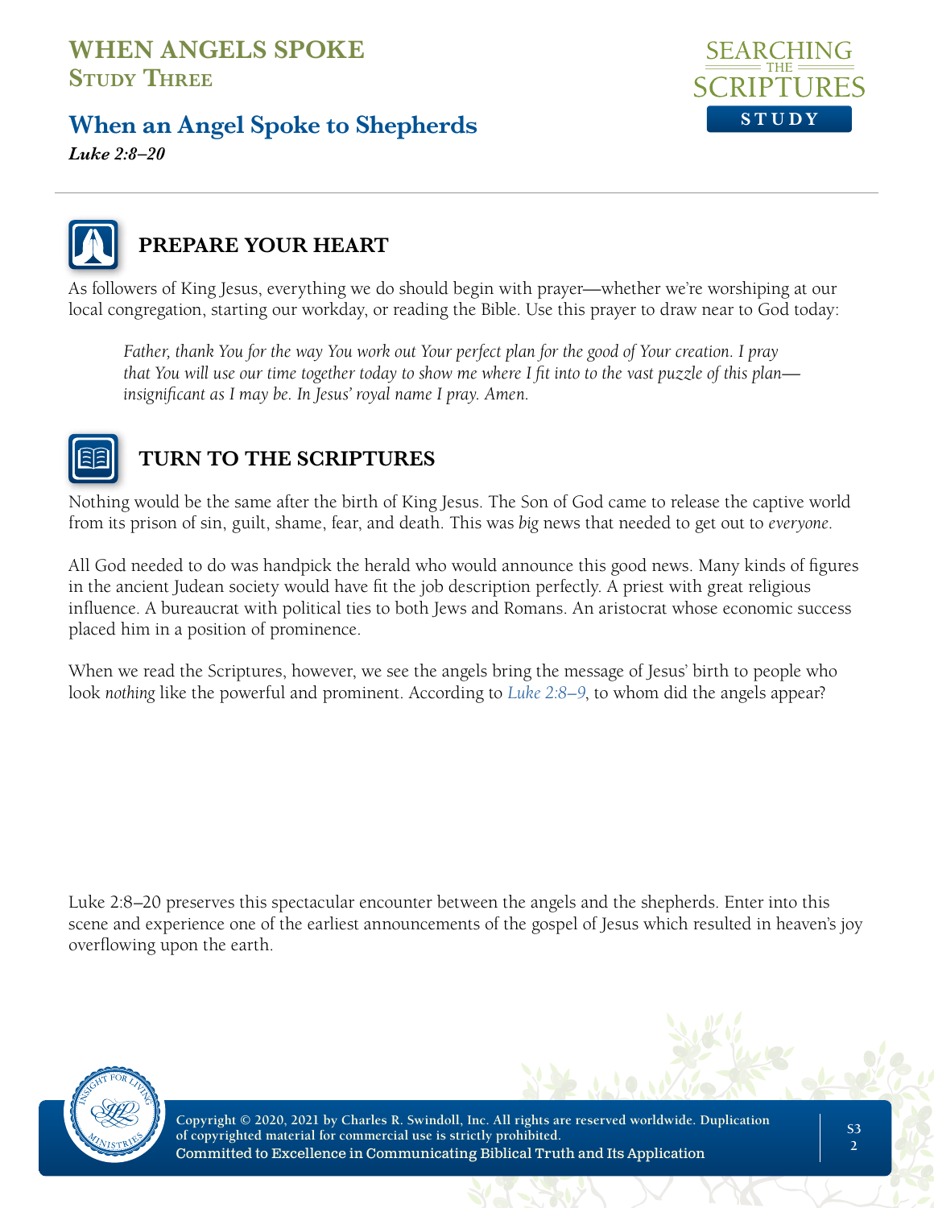# WHEN ANGELS SPOKE
## Study Three

## When an Angel Spoke to Shepherds

***Luke 2:8–20***

### PREPARE YOUR HEART

As followers of King Jesus, everything we do should begin with prayer—whether we're worshiping at our local congregation, starting our workday, or reading the Bible. Use this prayer to draw near to God today:

> *Father, thank You for the way You work out Your perfect plan for the good of Your creation. I pray that You will use our time together today to show me where I fit into to the vast puzzle of this plan—insignificant as I may be. In Jesus' royal name I pray. Amen.*

### TURN TO THE SCRIPTURES

Nothing would be the same after the birth of King Jesus. The Son of God came to release the captive world from its prison of sin, guilt, shame, fear, and death. This was *big* news that needed to get out to *everyone*.

All God needed to do was handpick the herald who would announce this good news. Many kinds of figures in the ancient Judean society would have fit the job description perfectly. A priest with great religious influence. A bureaucrat with political ties to both Jews and Romans. An aristocrat whose economic success placed him in a position of prominence.

When we read the Scriptures, however, we see the angels bring the message of Jesus' birth to people who look *nothing* like the powerful and prominent. According to *Luke 2:8–9*, to whom did the angels appear?

Luke 2:8–20 preserves this spectacular encounter between the angels and the shepherds. Enter into this scene and experience one of the earliest announcements of the gospel of Jesus which resulted in heaven's joy overflowing upon the earth.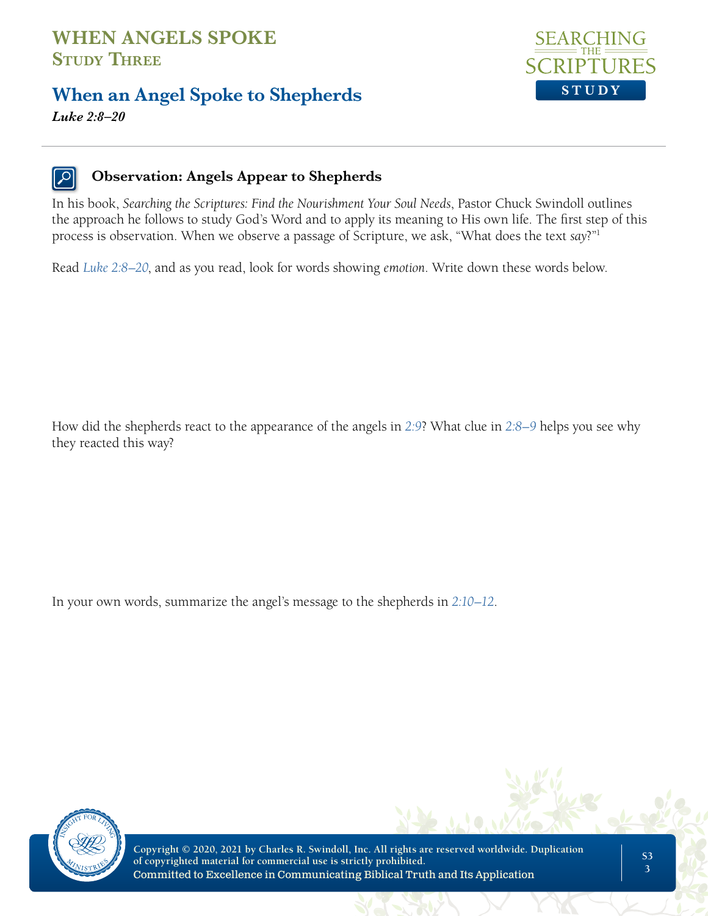# WHEN ANGELS SPOKE
## Study Three

## When an Angel Spoke to Shepherds

***Luke 2:8–20***

### Observation: Angels Appear to Shepherds

In his book, *Searching the Scriptures: Find the Nourishment Your Soul Needs*, Pastor Chuck Swindoll outlines the approach he follows to study God's Word and to apply its meaning to His own life. The first step of this process is observation. When we observe a passage of Scripture, we ask, "What does the text *say*?"[1]

Read *Luke 2:8–20*, and as you read, look for words showing *emotion*. Write down these words below.

How did the shepherds react to the appearance of the angels in *2:9*? What clue in *2:8–9* helps you see why they reacted this way?

In your own words, summarize the angel's message to the shepherds in *2:10–12*.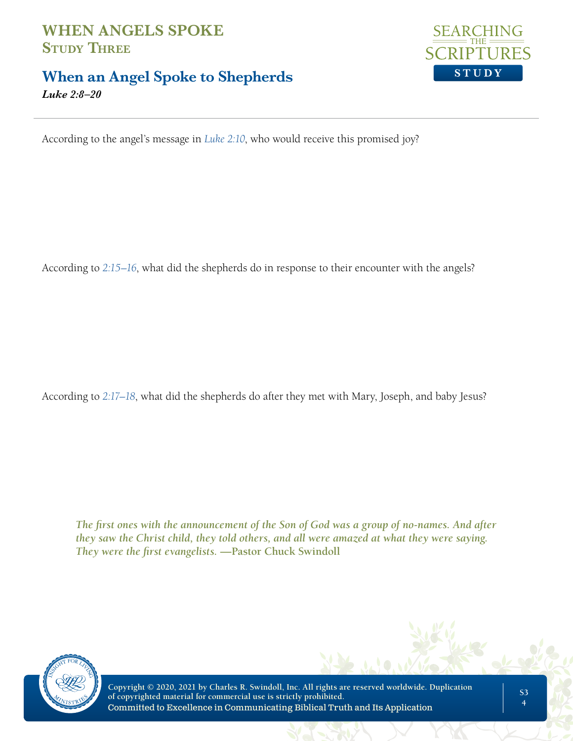# WHEN ANGELS SPOKE
## Study Three

## When an Angel Spoke to Shepherds

***Luke 2:8–20***

According to the angel's message in *Luke 2:10*, who would receive this promised joy?

According to *2:15–16*, what did the shepherds do in response to their encounter with the angels?

According to *2:17–18*, what did the shepherds do after they met with Mary, Joseph, and baby Jesus?

> *The first ones with the announcement of the Son of God was a group of no-names. And after they saw the Christ child, they told others, and all were amazed at what they were saying. They were the first evangelists.* **—Pastor Chuck Swindoll**

Copyright © 2020, 2021 by Charles R. Swindoll, Inc. All rights are reserved worldwide. Duplication of copyrighted material for commercial use is strictly prohibited.
Committed to Excellence in Communicating Biblical Truth and Its Application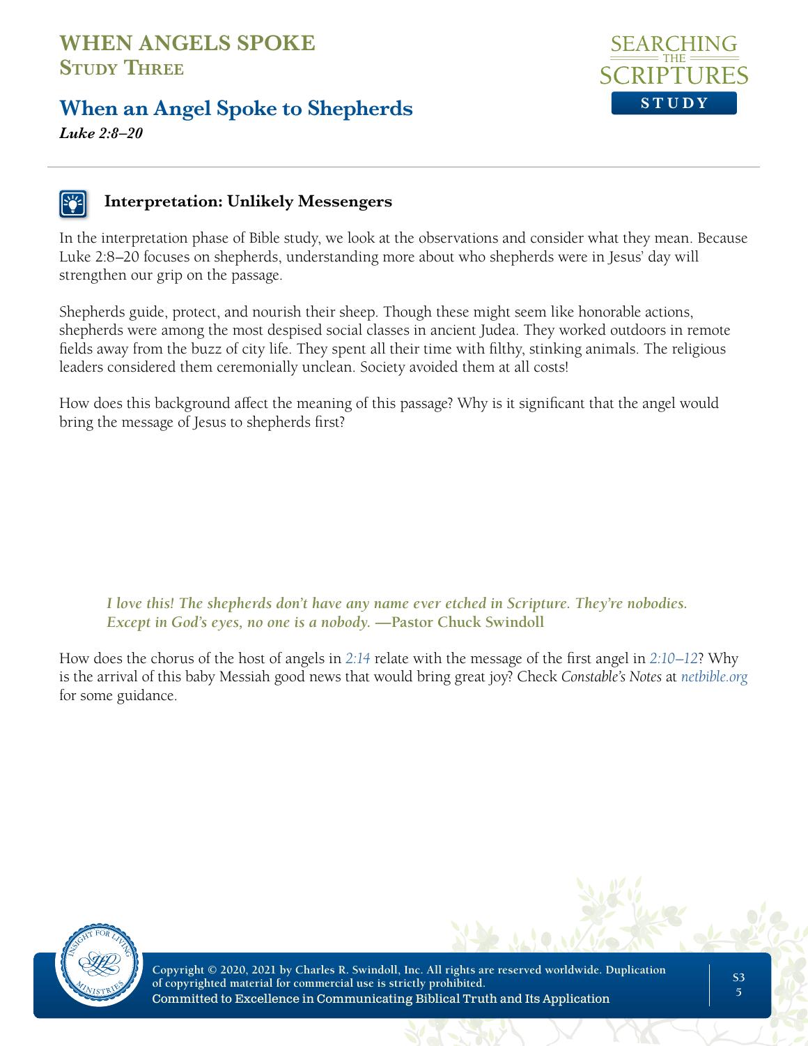# WHEN ANGELS SPOKE
## Study Three

## When an Angel Spoke to Shepherds

***Luke 2:8–20***

### Interpretation: Unlikely Messengers

In the interpretation phase of Bible study, we look at the observations and consider what they mean. Because Luke 2:8–20 focuses on shepherds, understanding more about who shepherds were in Jesus' day will strengthen our grip on the passage.

Shepherds guide, protect, and nourish their sheep. Though these might seem like honorable actions, shepherds were among the most despised social classes in ancient Judea. They worked outdoors in remote fields away from the buzz of city life. They spent all their time with filthy, stinking animals. The religious leaders considered them ceremonially unclean. Society avoided them at all costs!

How does this background affect the meaning of this passage? Why is it significant that the angel would bring the message of Jesus to shepherds first?

> ***I love this! The shepherds don't have any name ever etched in Scripture. They're nobodies. Except in God's eyes, no one is a nobody.* —Pastor Chuck Swindoll**

How does the chorus of the host of angels in 2:14 relate with the message of the first angel in 2:10–12? Why is the arrival of this baby Messiah good news that would bring great joy? Check *Constable's Notes* at netbible.org for some guidance.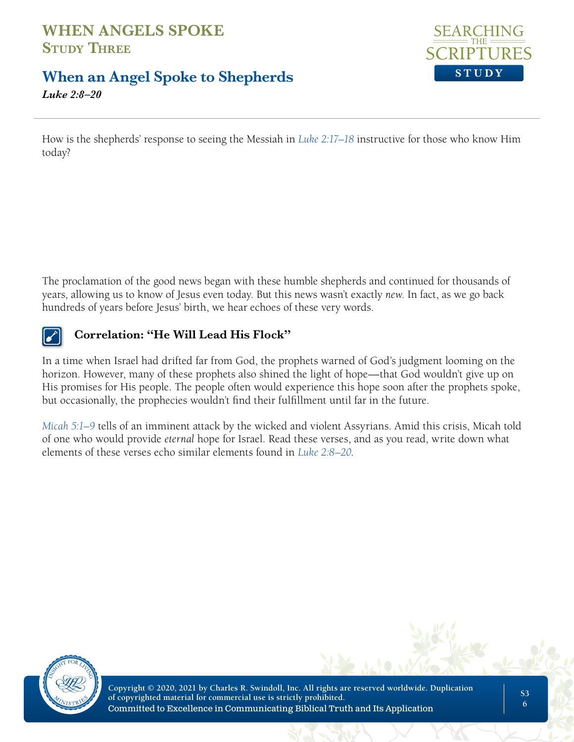How is the shepherds' response to seeing the Messiah in *Luke 2:17–18* instructive for those who know Him today?

The proclamation of the good news began with these humble shepherds and continued for thousands of years, allowing us to know of Jesus even today. But this news wasn't exactly *new*. In fact, as we go back hundreds of years before Jesus' birth, we hear echoes of these very words.

### Correlation: "He Will Lead His Flock"

In a time when Israel had drifted far from God, the prophets warned of God's judgment looming on the horizon. However, many of these prophets also shined the light of hope—that God wouldn't give up on His promises for His people. The people often would experience this hope soon after the prophets spoke, but occasionally, the prophecies wouldn't find their fulfillment until far in the future.

*Micah 5:1–9* tells of an imminent attack by the wicked and violent Assyrians. Amid this crisis, Micah told of one who would provide *eternal* hope for Israel. Read these verses, and as you read, write down what elements of these verses echo similar elements found in *Luke 2:8–20*.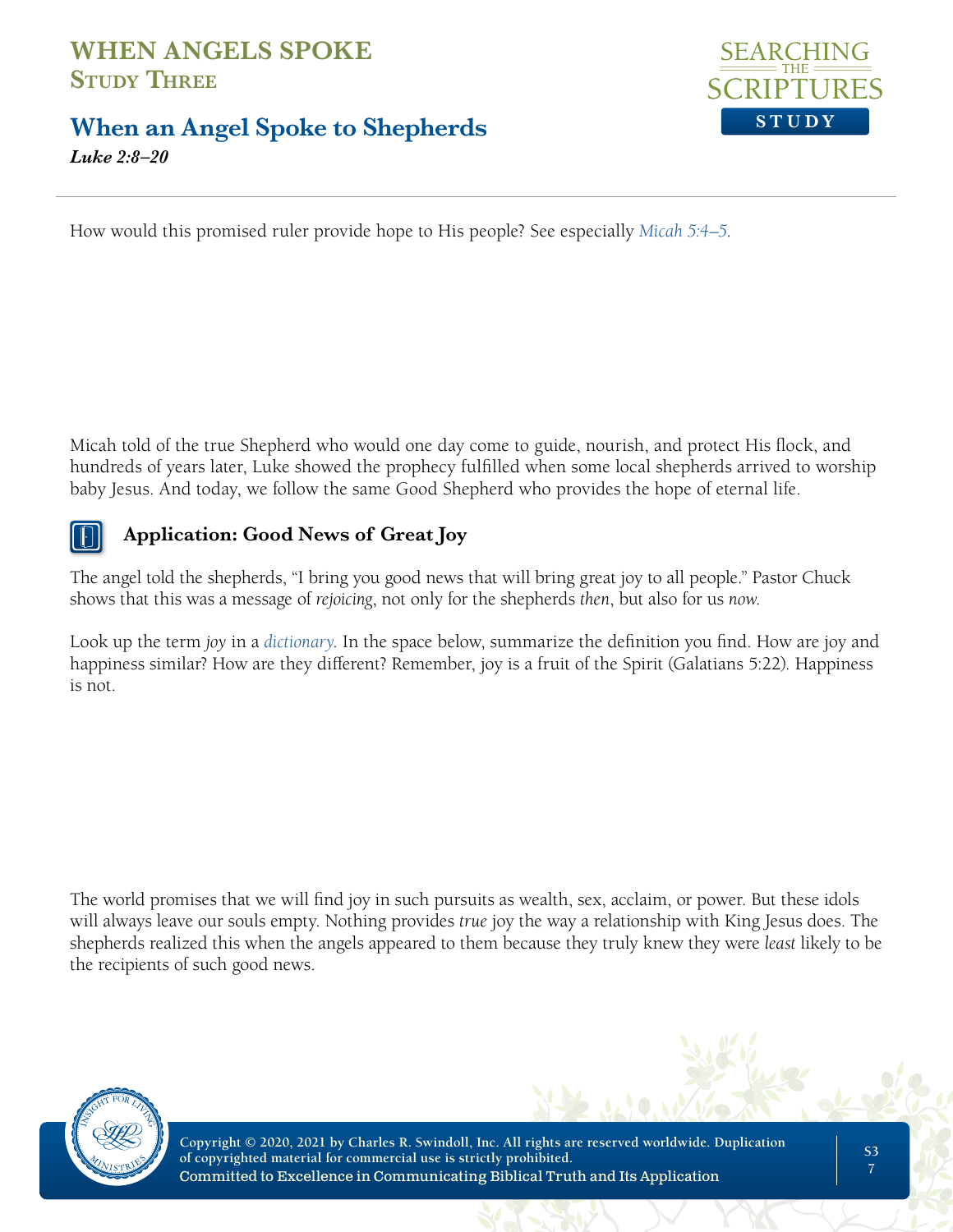How would this promised ruler provide hope to His people? See especially Micah 5:4–5.

Micah told of the true Shepherd who would one day come to guide, nourish, and protect His flock, and hundreds of years later, Luke showed the prophecy fulfilled when some local shepherds arrived to worship baby Jesus. And today, we follow the same Good Shepherd who provides the hope of eternal life.

## Application: Good News of Great Joy

The angel told the shepherds, "I bring you good news that will bring great joy to all people." Pastor Chuck shows that this was a message of *rejoicing*, not only for the shepherds *then*, but also for us *now*.

Look up the term *joy* in a *dictionary*. In the space below, summarize the definition you find. How are joy and happiness similar? How are they different? Remember, joy is a fruit of the Spirit (Galatians 5:22). Happiness is not.

The world promises that we will find joy in such pursuits as wealth, sex, acclaim, or power. But these idols will always leave our souls empty. Nothing provides *true* joy the way a relationship with King Jesus does. The shepherds realized this when the angels appeared to them because they truly knew they were *least* likely to be the recipients of such good news.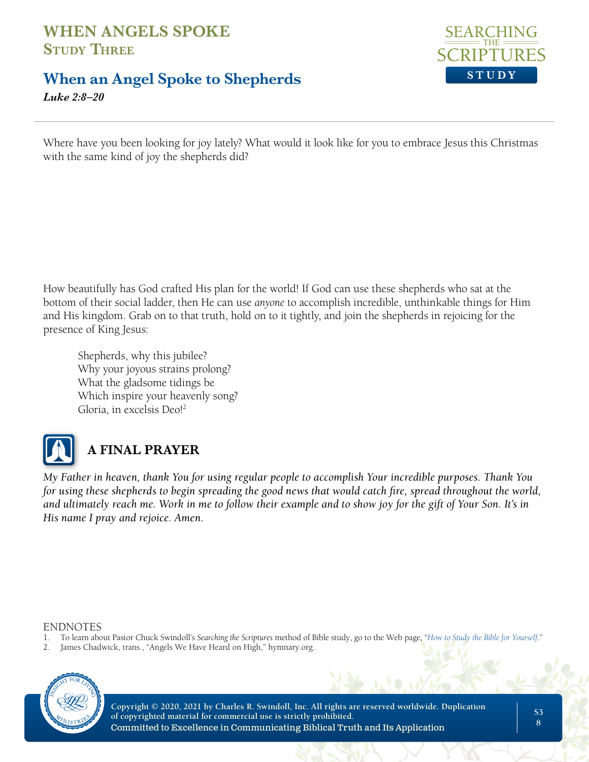Where have you been looking for joy lately? What would it look like for you to embrace Jesus this Christmas with the same kind of joy the shepherds did?

How beautifully has God crafted His plan for the world! If God can use these shepherds who sat at the bottom of their social ladder, then He can use *anyone* to accomplish incredible, unthinkable things for Him and His kingdom. Grab on to that truth, hold on to it tightly, and join the shepherds in rejoicing for the presence of King Jesus:

> Shepherds, why this jubilee?
> Why your joyous strains prolong?
> What the gladsome tidings be
> Which inspire your heavenly song?
> Gloria, in excelsis Deo![2]

## A FINAL PRAYER

*My Father in heaven, thank You for using regular people to accomplish Your incredible purposes. Thank You for using these shepherds to begin spreading the good news that would catch fire, spread throughout the world, and ultimately reach me. Work in me to follow their example and to show joy for the gift of Your Son. It's in His name I pray and rejoice. Amen.*

ENDNOTES

1. To learn about Pastor Chuck Swindoll's *Searching the Scriptures* method of Bible study, go to the Web page, "*How to Study the Bible for Yourself*."
2. James Chadwick, trans., "Angels We Have Heard on High," hymnary.org.

Copyright © 2020, 2021 by Charles R. Swindoll, Inc. All rights are reserved worldwide. Duplication of copyrighted material for commercial use is strictly prohibited.
Committed to Excellence in Communicating Biblical Truth and Its Application